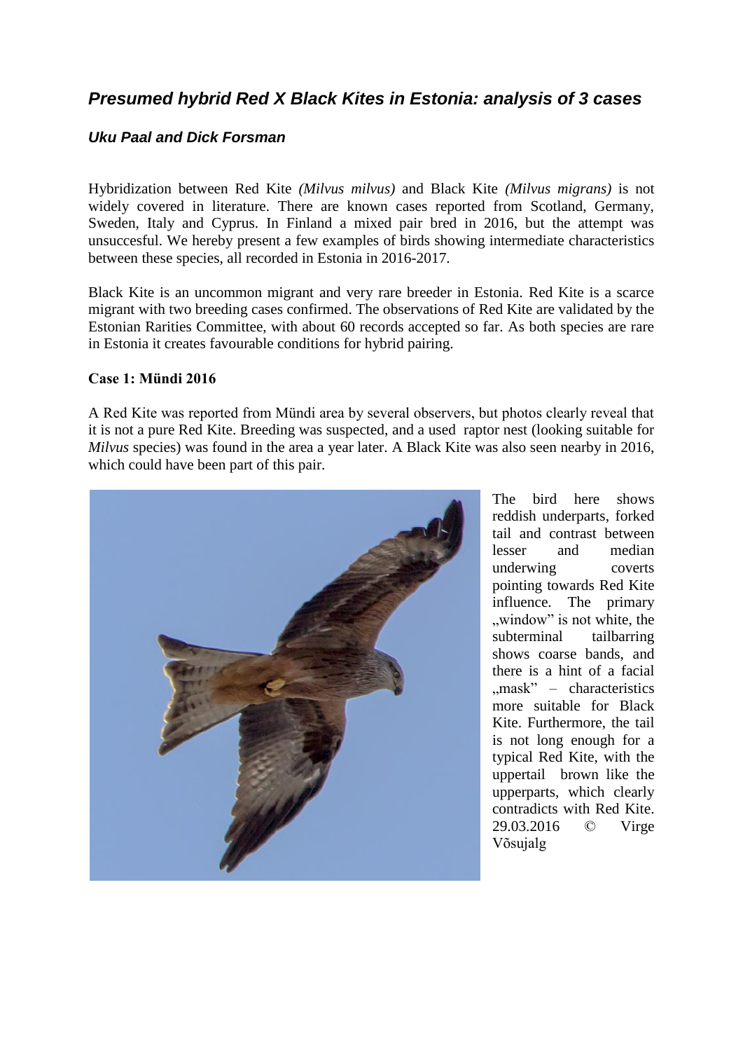# *Presumed hybrid Red X Black Kites in Estonia: analysis of 3 cases*

***Uku Paal and Dick Forsman***

Hybridization between Red Kite *(Milvus milvus)* and Black Kite *(Milvus migrans)* is not widely covered in literature. There are known cases reported from Scotland, Germany, Sweden, Italy and Cyprus. In Finland a mixed pair bred in 2016, but the attempt was unsuccesful. We hereby present a few examples of birds showing intermediate characteristics between these species, all recorded in Estonia in 2016-2017.

Black Kite is an uncommon migrant and very rare breeder in Estonia. Red Kite is a scarce migrant with two breeding cases confirmed. The observations of Red Kite are validated by the Estonian Rarities Committee, with about 60 records accepted so far. As both species are rare in Estonia it creates favourable conditions for hybrid pairing.

**Case 1: Mündi 2016**

A Red Kite was reported from Mündi area by several observers, but photos clearly reveal that it is not a pure Red Kite. Breeding was suspected, and a used raptor nest (looking suitable for *Milvus* species) was found in the area a year later. A Black Kite was also seen nearby in 2016, which could have been part of this pair.

The bird here shows reddish underparts, forked tail and contrast between lesser and median underwing coverts pointing towards Red Kite influence. The primary „window" is not white, the subterminal tailbarring shows coarse bands, and there is a hint of a facial „mask" – characteristics more suitable for Black Kite. Furthermore, the tail is not long enough for a typical Red Kite, with the uppertail brown like the upperparts, which clearly contradicts with Red Kite. 29.03.2016 © Virge Võsujalg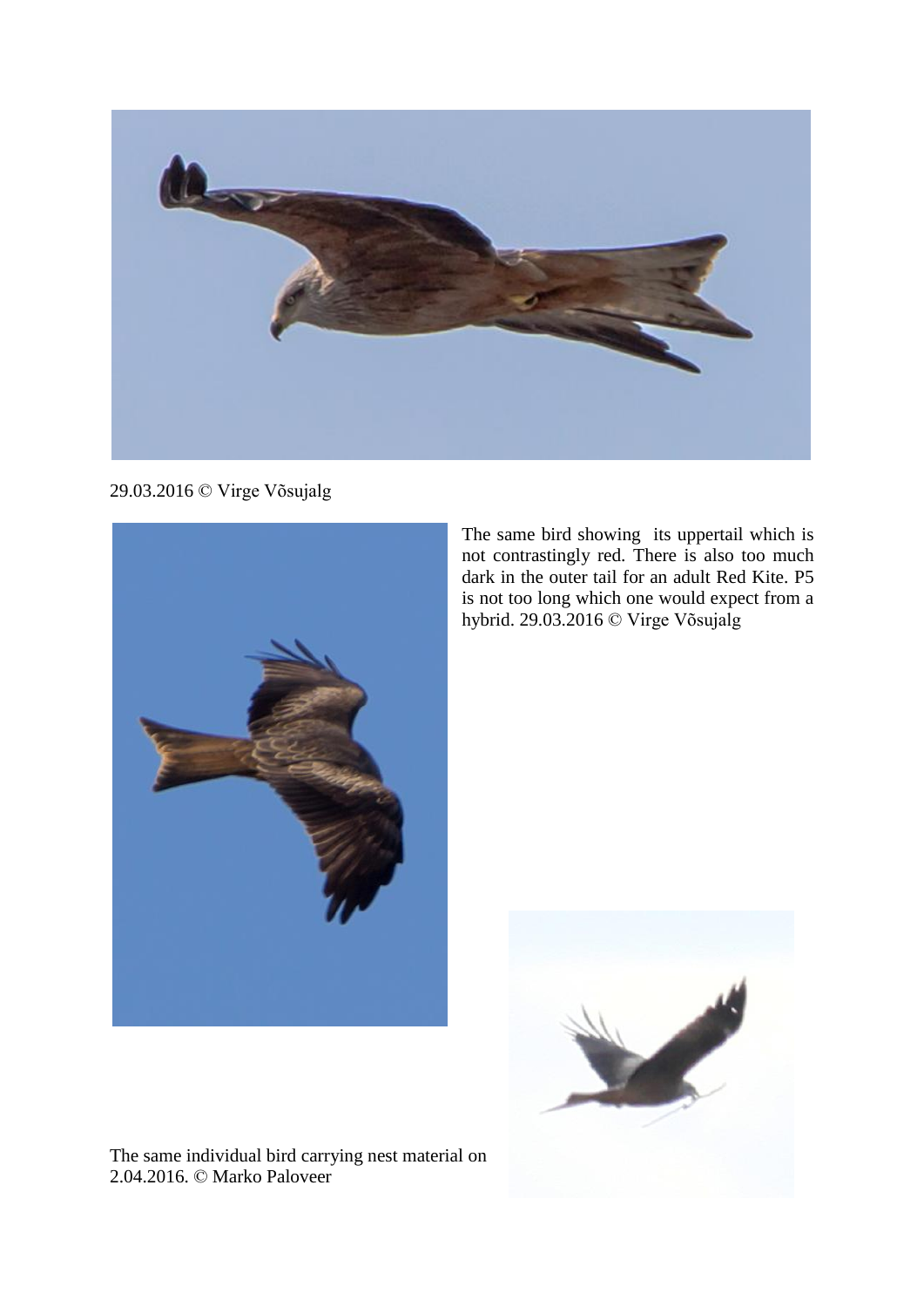29.03.2016 © Virge Võsujalg

The same bird showing its uppertail which is not contrastingly red. There is also too much dark in the outer tail for an adult Red Kite. P5 is not too long which one would expect from a hybrid. 29.03.2016 © Virge Võsujalg

The same individual bird carrying nest material on 2.04.2016. © Marko Paloveer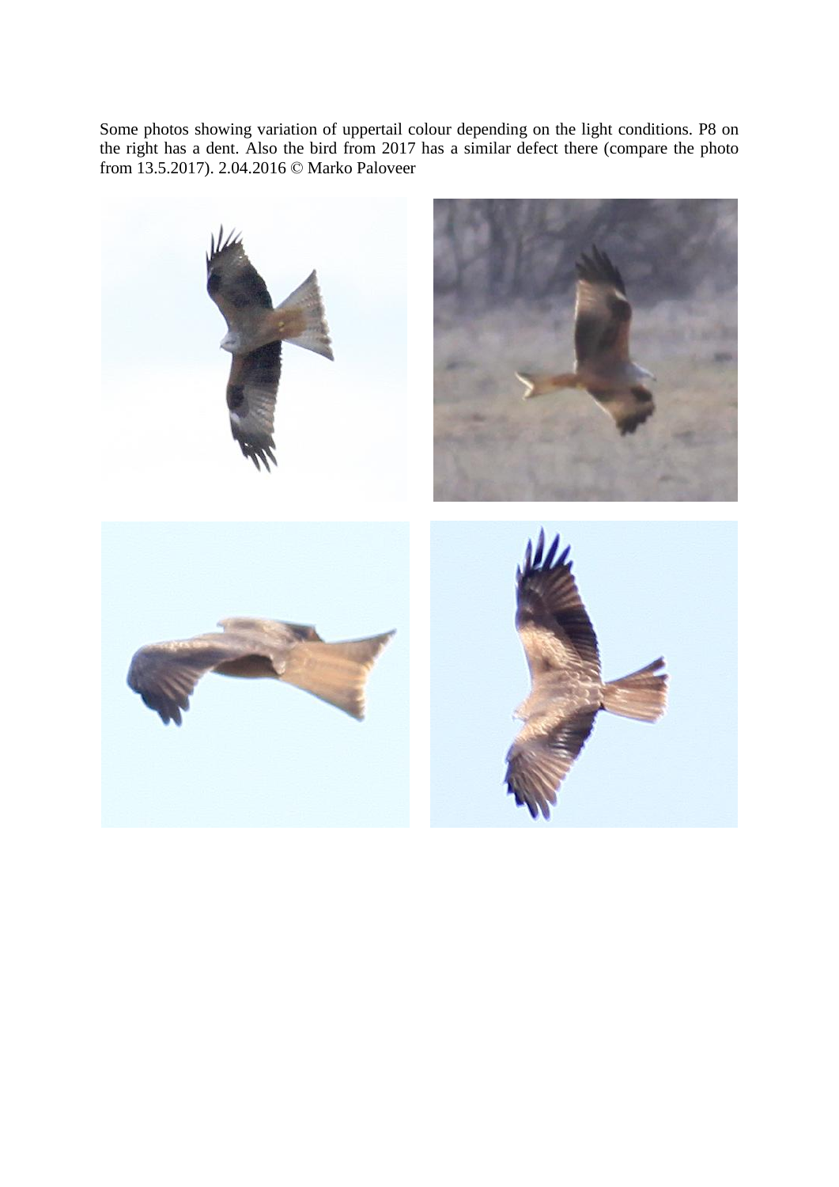Some photos showing variation of uppertail colour depending on the light conditions. P8 on the right has a dent. Also the bird from 2017 has a similar defect there (compare the photo from 13.5.2017). 2.04.2016 © Marko Paloveer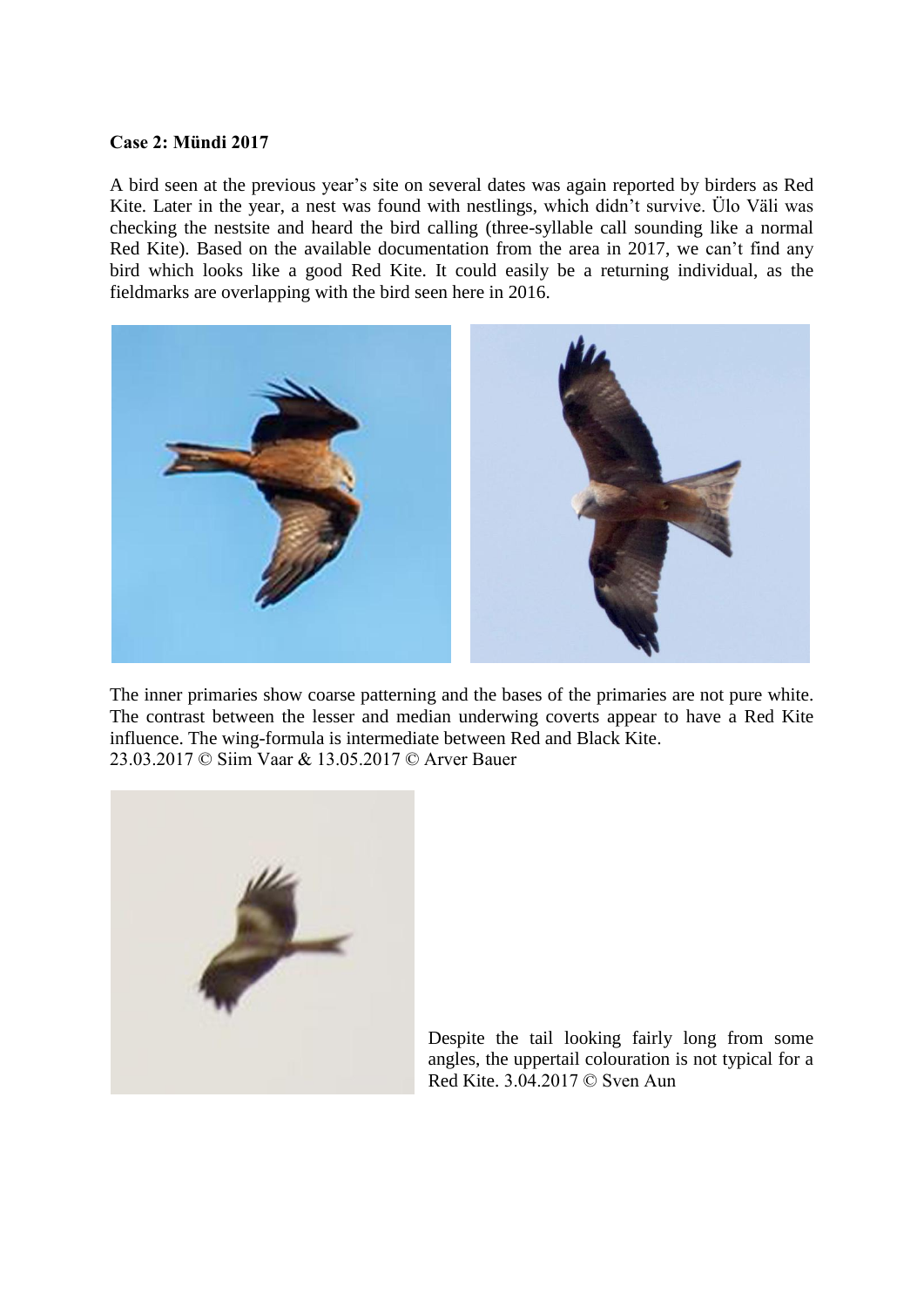**Case 2: Mündi 2017**

A bird seen at the previous year's site on several dates was again reported by birders as Red Kite. Later in the year, a nest was found with nestlings, which didn't survive. Ülo Väli was checking the nestsite and heard the bird calling (three-syllable call sounding like a normal Red Kite). Based on the available documentation from the area in 2017, we can't find any bird which looks like a good Red Kite. It could easily be a returning individual, as the fieldmarks are overlapping with the bird seen here in 2016.

The inner primaries show coarse patterning and the bases of the primaries are not pure white. The contrast between the lesser and median underwing coverts appear to have a Red Kite influence. The wing-formula is intermediate between Red and Black Kite.
23.03.2017 © Siim Vaar & 13.05.2017 © Arver Bauer

Despite the tail looking fairly long from some angles, the uppertail colouration is not typical for a Red Kite. 3.04.2017 © Sven Aun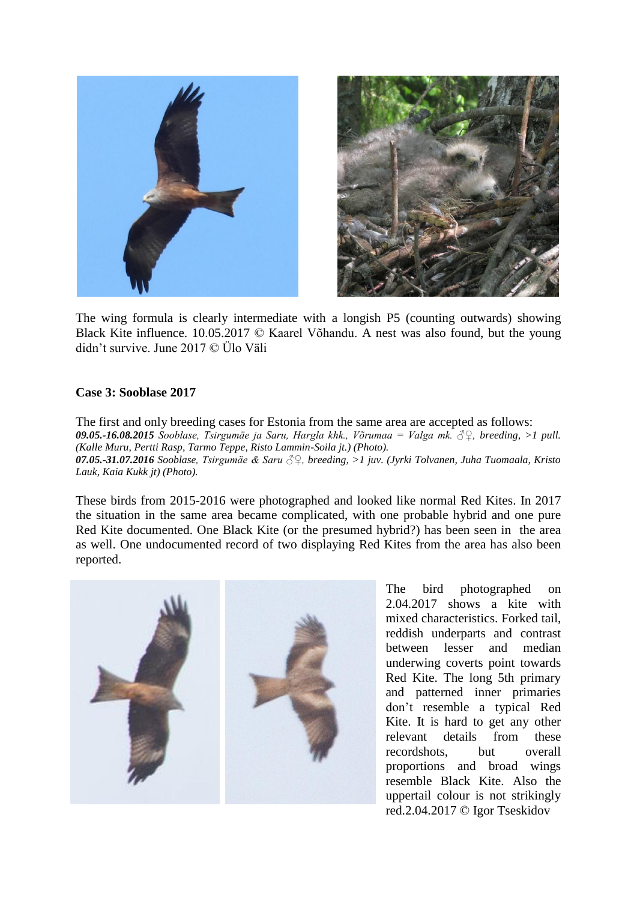The wing formula is clearly intermediate with a longish P5 (counting outwards) showing Black Kite influence. 10.05.2017 © Kaarel Võhandu. A nest was also found, but the young didn't survive. June 2017 © Ülo Väli

**Case 3: Sooblase 2017**

The first and only breeding cases for Estonia from the same area are accepted as follows:
***09.05.-16.08.2015*** *Sooblase, Tsirgumäe ja Saru, Hargla khk., Võrumaa = Valga mk. ♂♀, breeding, >1 pull. (Kalle Muru, Pertti Rasp, Tarmo Teppe, Risto Lammin-Soila jt.) (Photo).*
***07.05.-31.07.2016*** *Sooblase, Tsirgumäe & Saru ♂♀, breeding, >1 juv. (Jyrki Tolvanen, Juha Tuomaala, Kristo Lauk, Kaia Kukk jt) (Photo).*

These birds from 2015-2016 were photographed and looked like normal Red Kites. In 2017 the situation in the same area became complicated, with one probable hybrid and one pure Red Kite documented. One Black Kite (or the presumed hybrid?) has been seen in the area as well. One undocumented record of two displaying Red Kites from the area has also been reported.

The bird photographed on 2.04.2017 shows a kite with mixed characteristics. Forked tail, reddish underparts and contrast between lesser and median underwing coverts point towards Red Kite. The long 5th primary and patterned inner primaries don't resemble a typical Red Kite. It is hard to get any other relevant details from these recordshots, but overall proportions and broad wings resemble Black Kite. Also the uppertail colour is not strikingly red.2.04.2017 © Igor Tseskidov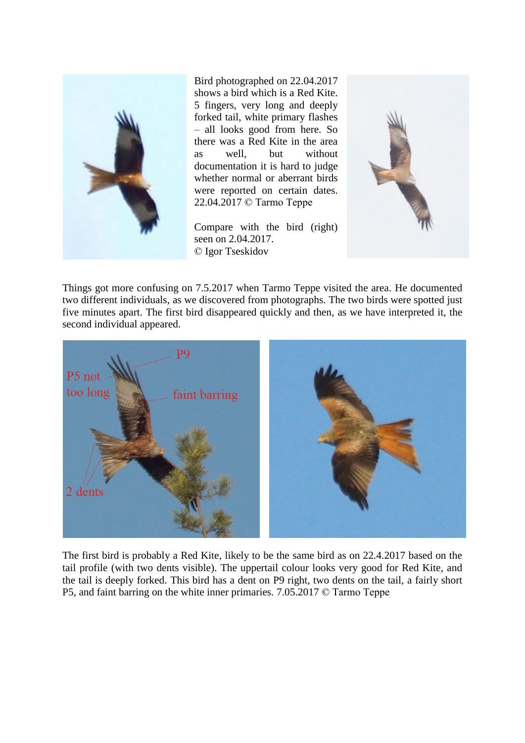Bird photographed on 22.04.2017 shows a bird which is a Red Kite. 5 fingers, very long and deeply forked tail, white primary flashes – all looks good from here. So there was a Red Kite in the area as well, but without documentation it is hard to judge whether normal or aberrant birds were reported on certain dates. 22.04.2017 © Tarmo Teppe

Compare with the bird (right) seen on 2.04.2017. © Igor Tseskidov

Things got more confusing on 7.5.2017 when Tarmo Teppe visited the area. He documented two different individuals, as we discovered from photographs. The two birds were spotted just five minutes apart. The first bird disappeared quickly and then, as we have interpreted it, the second individual appeared.

The first bird is probably a Red Kite, likely to be the same bird as on 22.4.2017 based on the tail profile (with two dents visible). The uppertail colour looks very good for Red Kite, and the tail is deeply forked. This bird has a dent on P9 right, two dents on the tail, a fairly short P5, and faint barring on the white inner primaries. 7.05.2017 © Tarmo Teppe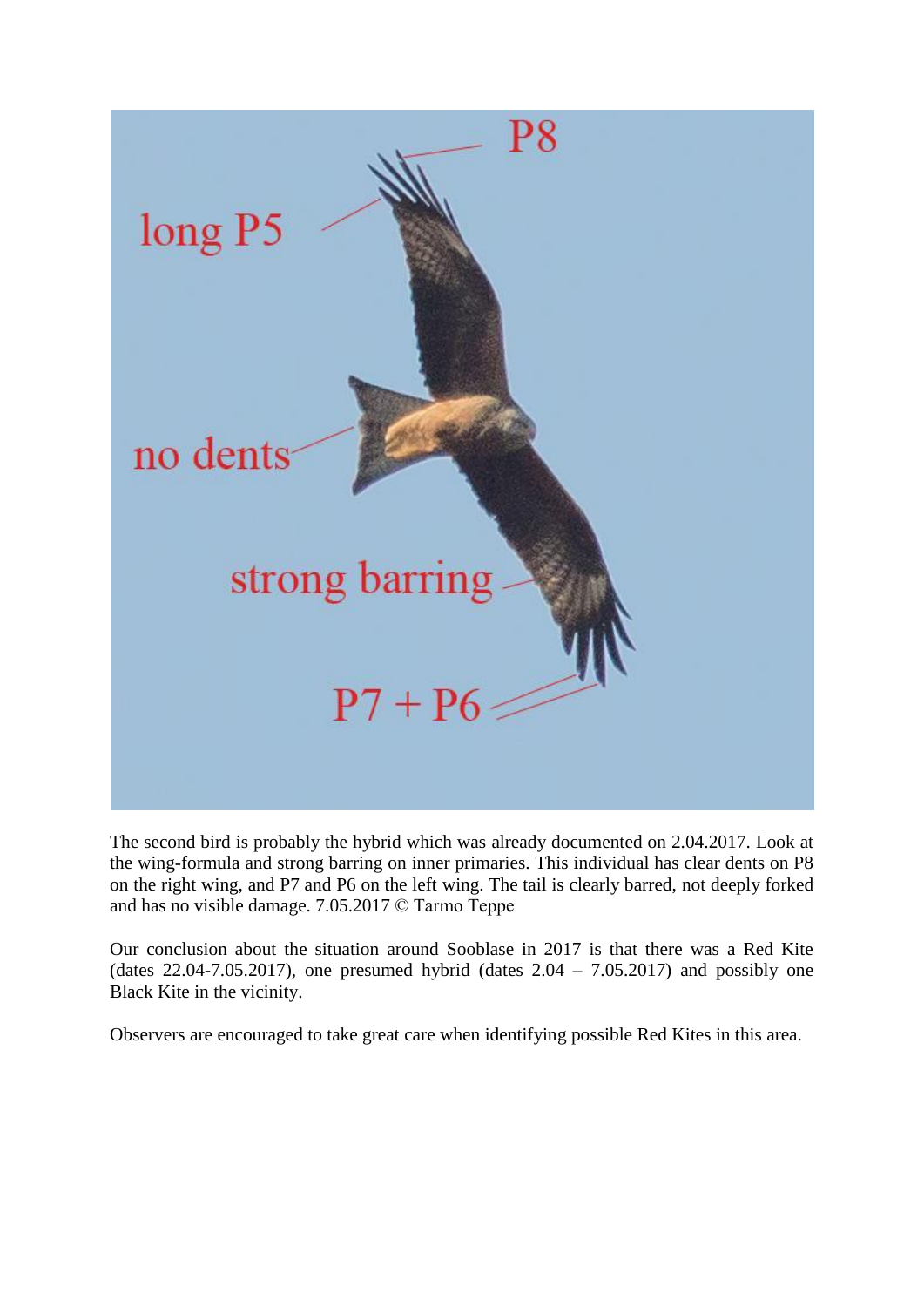The second bird is probably the hybrid which was already documented on 2.04.2017. Look at the wing-formula and strong barring on inner primaries. This individual has clear dents on P8 on the right wing, and P7 and P6 on the left wing. The tail is clearly barred, not deeply forked and has no visible damage. 7.05.2017 © Tarmo Teppe

Our conclusion about the situation around Sooblase in 2017 is that there was a Red Kite (dates 22.04-7.05.2017), one presumed hybrid (dates 2.04 – 7.05.2017) and possibly one Black Kite in the vicinity.

Observers are encouraged to take great care when identifying possible Red Kites in this area.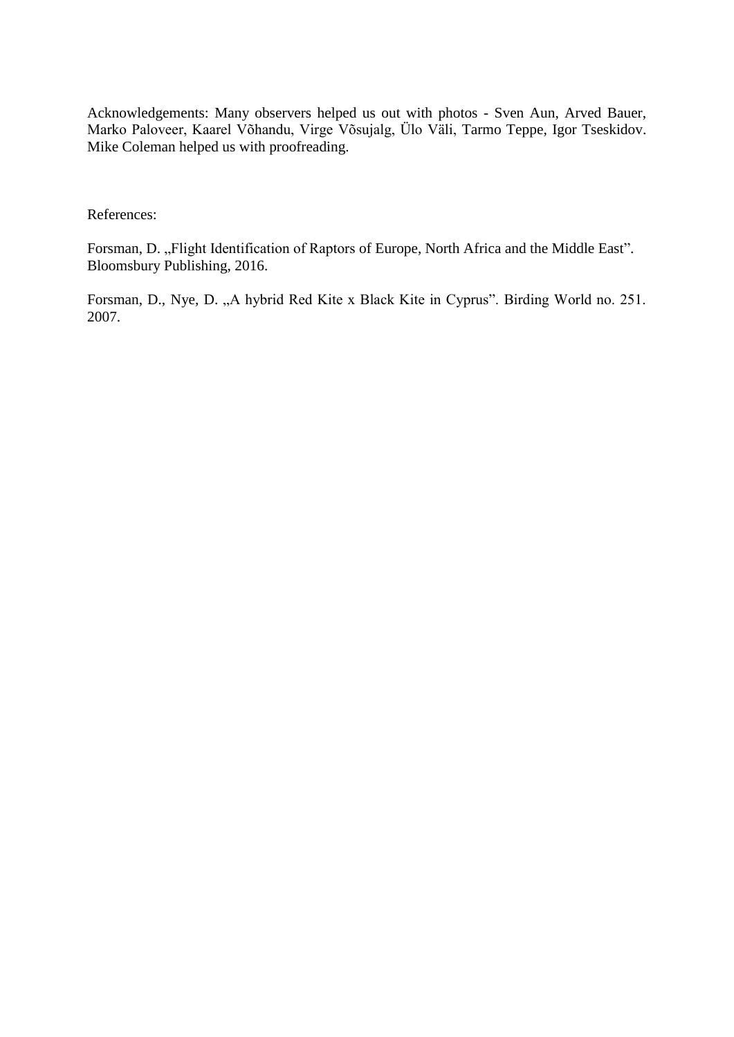Acknowledgements: Many observers helped us out with photos - Sven Aun, Arved Bauer, Marko Paloveer, Kaarel Võhandu, Virge Võsujalg, Ülo Väli, Tarmo Teppe, Igor Tseskidov. Mike Coleman helped us with proofreading.

References:

Forsman, D. „Flight Identification of Raptors of Europe, North Africa and the Middle East". Bloomsbury Publishing, 2016.

Forsman, D., Nye, D. „A hybrid Red Kite x Black Kite in Cyprus". Birding World no. 251. 2007.